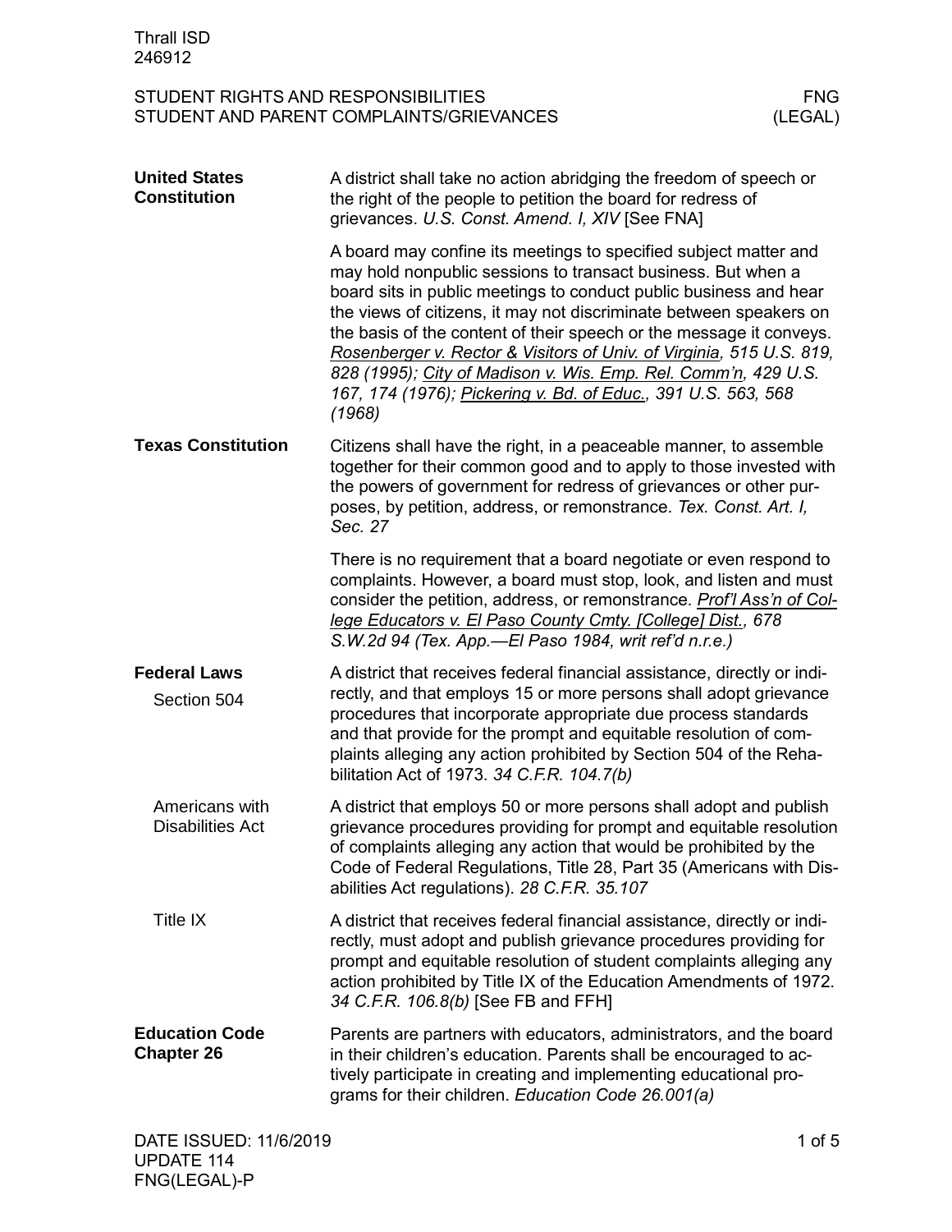# STUDENT RIGHTS AND RESPONSIBILITIES
# STUDENT AND PARENT COMPLAINTS/GRIEVANCES

FNG (LEGAL)

## United States Constitution

A district shall take no action abridging the freedom of speech or the right of the people to petition the board for redress of grievances. *U.S. Const. Amend. I, XIV* [See FNA]

A board may confine its meetings to specified subject matter and may hold nonpublic sessions to transact business. But when a board sits in public meetings to conduct public business and hear the views of citizens, it may not discriminate between speakers on the basis of the content of their speech or the message it conveys. *Rosenberger v. Rector & Visitors of Univ. of Virginia, 515 U.S. 819, 828 (1995); City of Madison v. Wis. Emp. Rel. Comm'n, 429 U.S. 167, 174 (1976); Pickering v. Bd. of Educ., 391 U.S. 563, 568 (1968)*

## Texas Constitution

Citizens shall have the right, in a peaceable manner, to assemble together for their common good and to apply to those invested with the powers of government for redress of grievances or other purposes, by petition, address, or remonstrance. *Tex. Const. Art. I, Sec. 27*

There is no requirement that a board negotiate or even respond to complaints. However, a board must stop, look, and listen and must consider the petition, address, or remonstrance. *Prof'l Ass'n of College Educators v. El Paso County Cmty. [College] Dist., 678 S.W.2d 94 (Tex. App.—El Paso 1984, writ ref'd n.r.e.)*

## Federal Laws

### Section 504

A district that receives federal financial assistance, directly or indirectly, and that employs 15 or more persons shall adopt grievance procedures that incorporate appropriate due process standards and that provide for the prompt and equitable resolution of complaints alleging any action prohibited by Section 504 of the Rehabilitation Act of 1973. *34 C.F.R. 104.7(b)*

### Americans with Disabilities Act

A district that employs 50 or more persons shall adopt and publish grievance procedures providing for prompt and equitable resolution of complaints alleging any action that would be prohibited by the Code of Federal Regulations, Title 28, Part 35 (Americans with Disabilities Act regulations). *28 C.F.R. 35.107*

### Title IX

A district that receives federal financial assistance, directly or indirectly, must adopt and publish grievance procedures providing for prompt and equitable resolution of student complaints alleging any action prohibited by Title IX of the Education Amendments of 1972. *34 C.F.R. 106.8(b)* [See FB and FFH]

## Education Code Chapter 26

Parents are partners with educators, administrators, and the board in their children's education. Parents shall be encouraged to actively participate in creating and implementing educational programs for their children. *Education Code 26.001(a)*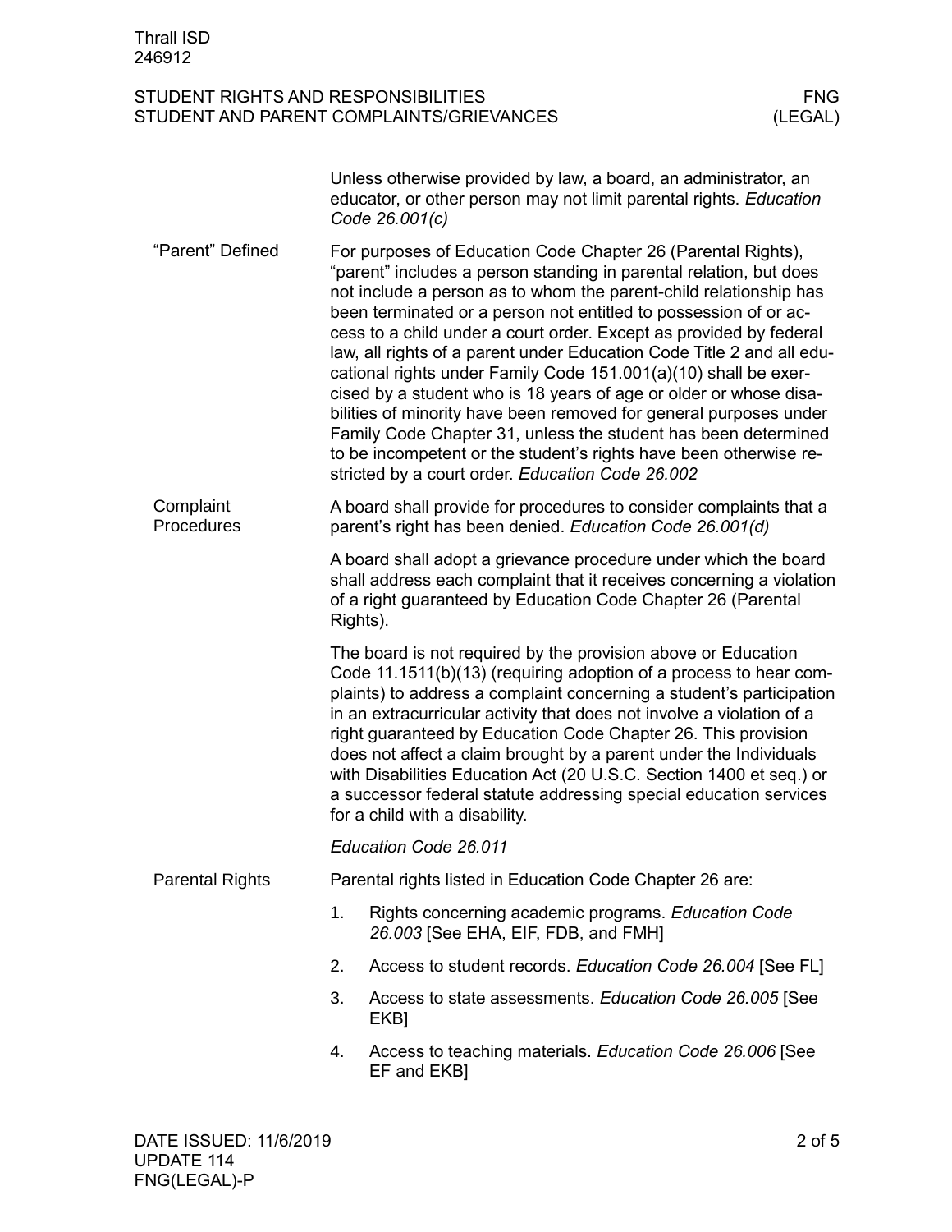Unless otherwise provided by law, a board, an administrator, an educator, or other person may not limit parental rights. *Education Code 26.001(c)*

### "Parent" Defined

For purposes of Education Code Chapter 26 (Parental Rights), "parent" includes a person standing in parental relation, but does not include a person as to whom the parent-child relationship has been terminated or a person not entitled to possession of or access to a child under a court order. Except as provided by federal law, all rights of a parent under Education Code Title 2 and all educational rights under Family Code 151.001(a)(10) shall be exercised by a student who is 18 years of age or older or whose disabilities of minority have been removed for general purposes under Family Code Chapter 31, unless the student has been determined to be incompetent or the student's rights have been otherwise restricted by a court order. *Education Code 26.002*

### Complaint Procedures

A board shall provide for procedures to consider complaints that a parent's right has been denied. *Education Code 26.001(d)*

A board shall adopt a grievance procedure under which the board shall address each complaint that it receives concerning a violation of a right guaranteed by Education Code Chapter 26 (Parental Rights).

The board is not required by the provision above or Education Code 11.1511(b)(13) (requiring adoption of a process to hear complaints) to address a complaint concerning a student's participation in an extracurricular activity that does not involve a violation of a right guaranteed by Education Code Chapter 26. This provision does not affect a claim brought by a parent under the Individuals with Disabilities Education Act (20 U.S.C. Section 1400 et seq.) or a successor federal statute addressing special education services for a child with a disability.

*Education Code 26.011*

### Parental Rights

Parental rights listed in Education Code Chapter 26 are:

1. Rights concerning academic programs. *Education Code 26.003* [See EHA, EIF, FDB, and FMH]
2. Access to student records. *Education Code 26.004* [See FL]
3. Access to state assessments. *Education Code 26.005* [See EKB]
4. Access to teaching materials. *Education Code 26.006* [See EF and EKB]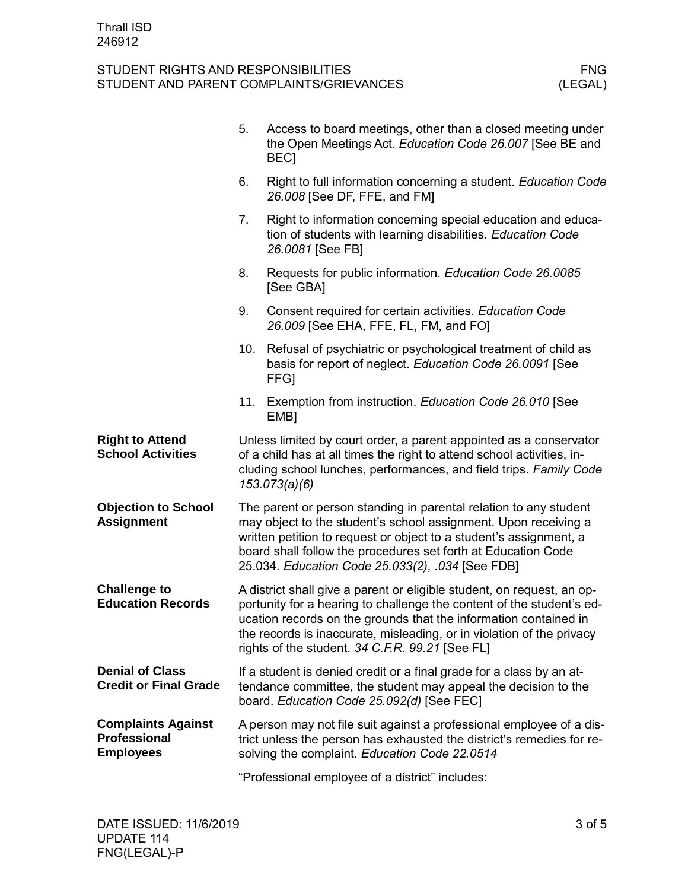5. Access to board meetings, other than a closed meeting under the Open Meetings Act. *Education Code 26.007* [See BE and BEC]
6. Right to full information concerning a student. *Education Code 26.008* [See DF, FFE, and FM]
7. Right to information concerning special education and education of students with learning disabilities. *Education Code 26.0081* [See FB]
8. Requests for public information. *Education Code 26.0085* [See GBA]
9. Consent required for certain activities. *Education Code 26.009* [See EHA, FFE, FL, FM, and FO]
10. Refusal of psychiatric or psychological treatment of child as basis for report of neglect. *Education Code 26.0091* [See FFG]
11. Exemption from instruction. *Education Code 26.010* [See EMB]

**Right to Attend School Activities**

Unless limited by court order, a parent appointed as a conservator of a child has at all times the right to attend school activities, including school lunches, performances, and field trips. *Family Code 153.073(a)(6)*

**Objection to School Assignment**

The parent or person standing in parental relation to any student may object to the student's school assignment. Upon receiving a written petition to request or object to a student's assignment, a board shall follow the procedures set forth at Education Code 25.034. *Education Code 25.033(2), .034* [See FDB]

**Challenge to Education Records**

A district shall give a parent or eligible student, on request, an opportunity for a hearing to challenge the content of the student's education records on the grounds that the information contained in the records is inaccurate, misleading, or in violation of the privacy rights of the student. *34 C.F.R. 99.21* [See FL]

**Denial of Class Credit or Final Grade**

If a student is denied credit or a final grade for a class by an attendance committee, the student may appeal the decision to the board. *Education Code 25.092(d)* [See FEC]

**Complaints Against Professional Employees**

A person may not file suit against a professional employee of a district unless the person has exhausted the district's remedies for resolving the complaint. *Education Code 22.0514*

"Professional employee of a district" includes: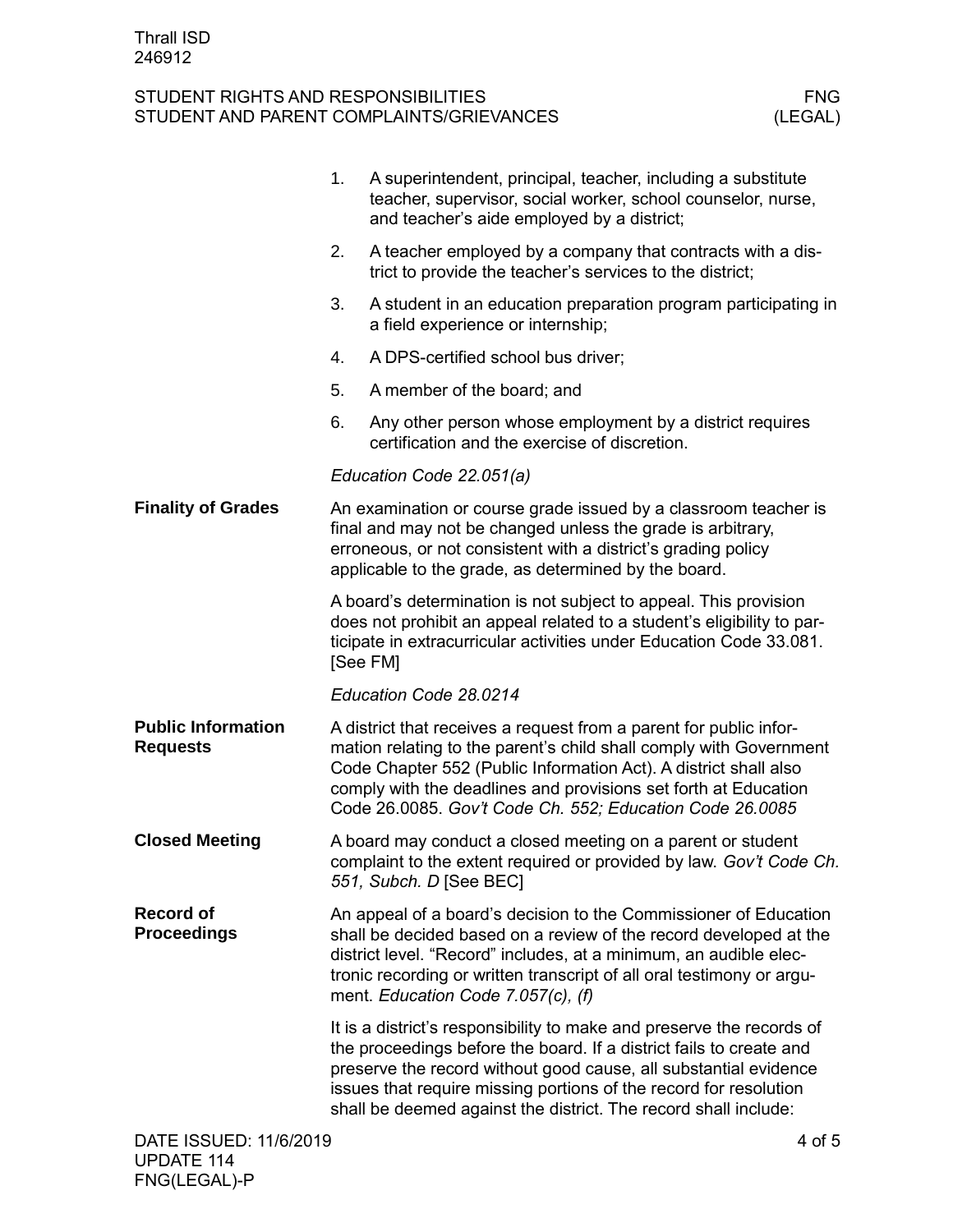1. A superintendent, principal, teacher, including a substitute teacher, supervisor, social worker, school counselor, nurse, and teacher's aide employed by a district;
2. A teacher employed by a company that contracts with a district to provide the teacher's services to the district;
3. A student in an education preparation program participating in a field experience or internship;
4. A DPS-certified school bus driver;
5. A member of the board; and
6. Any other person whose employment by a district requires certification and the exercise of discretion.

*Education Code 22.051(a)*

**Finality of Grades**

An examination or course grade issued by a classroom teacher is final and may not be changed unless the grade is arbitrary, erroneous, or not consistent with a district's grading policy applicable to the grade, as determined by the board.

A board's determination is not subject to appeal. This provision does not prohibit an appeal related to a student's eligibility to participate in extracurricular activities under Education Code 33.081. [See FM]

*Education Code 28.0214*

**Public Information Requests**

A district that receives a request from a parent for public information relating to the parent's child shall comply with Government Code Chapter 552 (Public Information Act). A district shall also comply with the deadlines and provisions set forth at Education Code 26.0085. *Gov't Code Ch. 552; Education Code 26.0085*

**Closed Meeting**

A board may conduct a closed meeting on a parent or student complaint to the extent required or provided by law. *Gov't Code Ch. 551, Subch. D* [See BEC]

**Record of Proceedings**

An appeal of a board's decision to the Commissioner of Education shall be decided based on a review of the record developed at the district level. "Record" includes, at a minimum, an audible electronic recording or written transcript of all oral testimony or argument. *Education Code 7.057(c), (f)*

It is a district's responsibility to make and preserve the records of the proceedings before the board. If a district fails to create and preserve the record without good cause, all substantial evidence issues that require missing portions of the record for resolution shall be deemed against the district. The record shall include: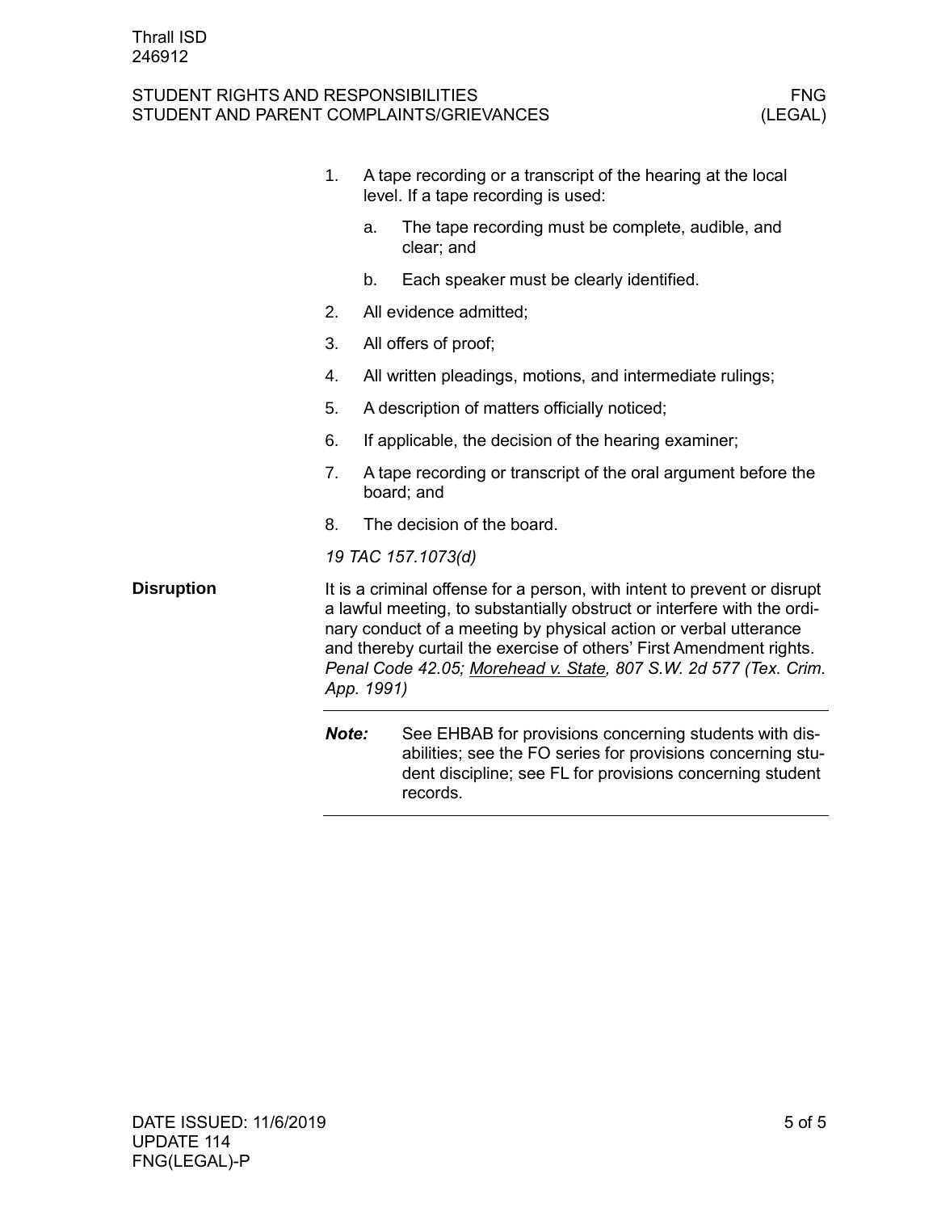1. A tape recording or a transcript of the hearing at the local level. If a tape recording is used:
   a. The tape recording must be complete, audible, and clear; and
   b. Each speaker must be clearly identified.
2. All evidence admitted;
3. All offers of proof;
4. All written pleadings, motions, and intermediate rulings;
5. A description of matters officially noticed;
6. If applicable, the decision of the hearing examiner;
7. A tape recording or transcript of the oral argument before the board; and
8. The decision of the board.

*19 TAC 157.1073(d)*

**Disruption**

It is a criminal offense for a person, with intent to prevent or disrupt a lawful meeting, to substantially obstruct or interfere with the ordinary conduct of a meeting by physical action or verbal utterance and thereby curtail the exercise of others' First Amendment rights. *Penal Code 42.05; Morehead v. State, 807 S.W. 2d 577 (Tex. Crim. App. 1991)*

---

***Note:*** See EHBAB for provisions concerning students with disabilities; see the FO series for provisions concerning student discipline; see FL for provisions concerning student records.

---